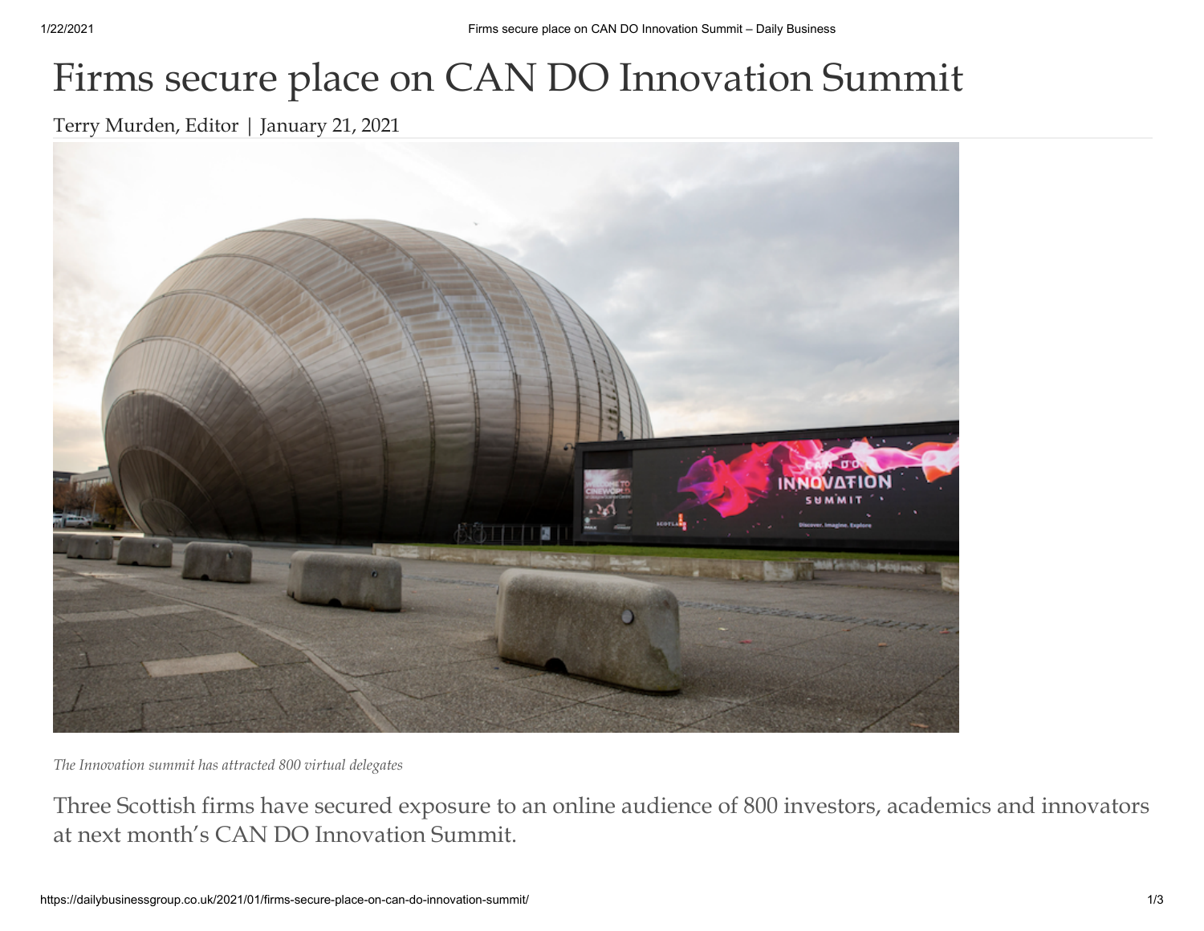# Firms secure place on CAN DO Innovation Summit

Terry Murden, Editor | January 21, 2021

*The Innovation summit has attracted 800 virtual delegates*

Three Scottish firms have secured exposure to an online audience of 800 investors, academics and innovators at next month's CAN DO Innovation Summit.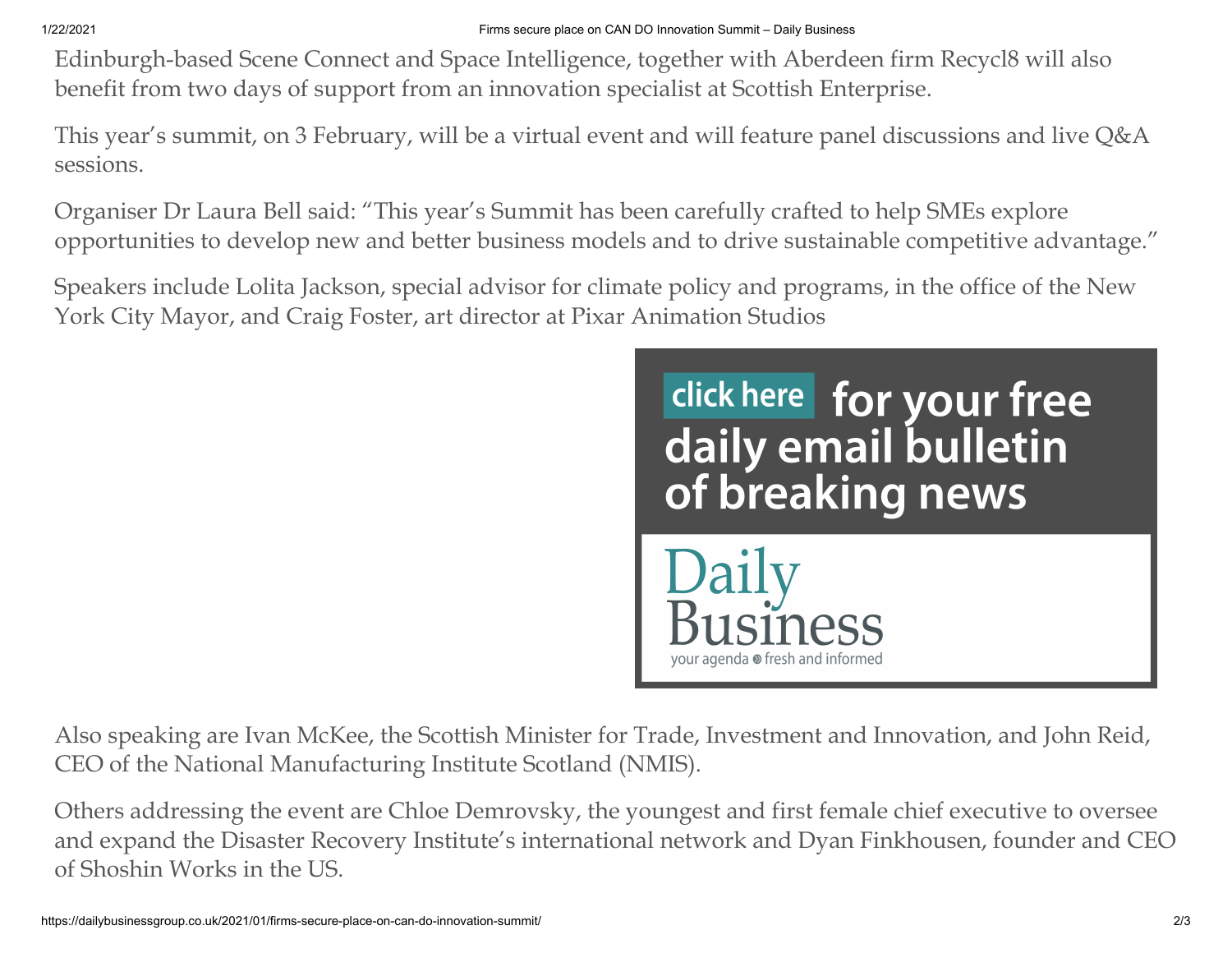Edinburgh-based Scene Connect and Space Intelligence, together with Aberdeen firm Recycl8 will also benefit from two days of support from an innovation specialist at Scottish Enterprise.

This year's summit, on 3 February, will be a virtual event and will feature panel discussions and live Q&A sessions.

Organiser Dr Laura Bell said: "This year's Summit has been carefully crafted to help SMEs explore opportunities to develop new and better business models and to drive sustainable competitive advantage."

Speakers include Lolita Jackson, special advisor for climate policy and programs, in the office of the New York City Mayor, and Craig Foster, art director at Pixar Animation Studios

click here for your free daily email bulletin of breaking news

Daily Business
your agenda » fresh and informed

Also speaking are Ivan McKee, the Scottish Minister for Trade, Investment and Innovation, and John Reid, CEO of the National Manufacturing Institute Scotland (NMIS).

Others addressing the event are Chloe Demrovsky, the youngest and first female chief executive to oversee and expand the Disaster Recovery Institute's international network and Dyan Finkhousen, founder and CEO of Shoshin Works in the US.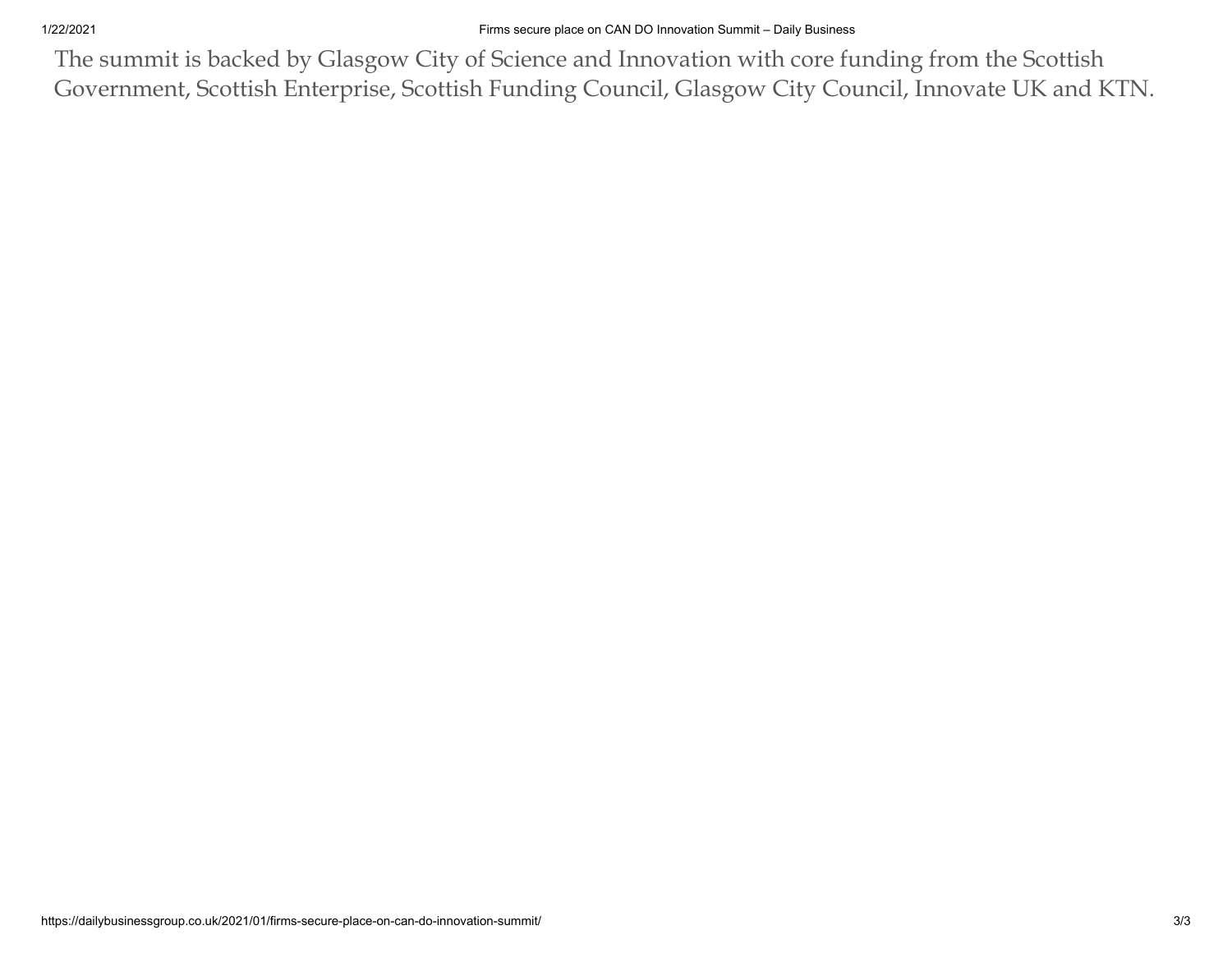The summit is backed by Glasgow City of Science and Innovation with core funding from the Scottish Government, Scottish Enterprise, Scottish Funding Council, Glasgow City Council, Innovate UK and KTN.